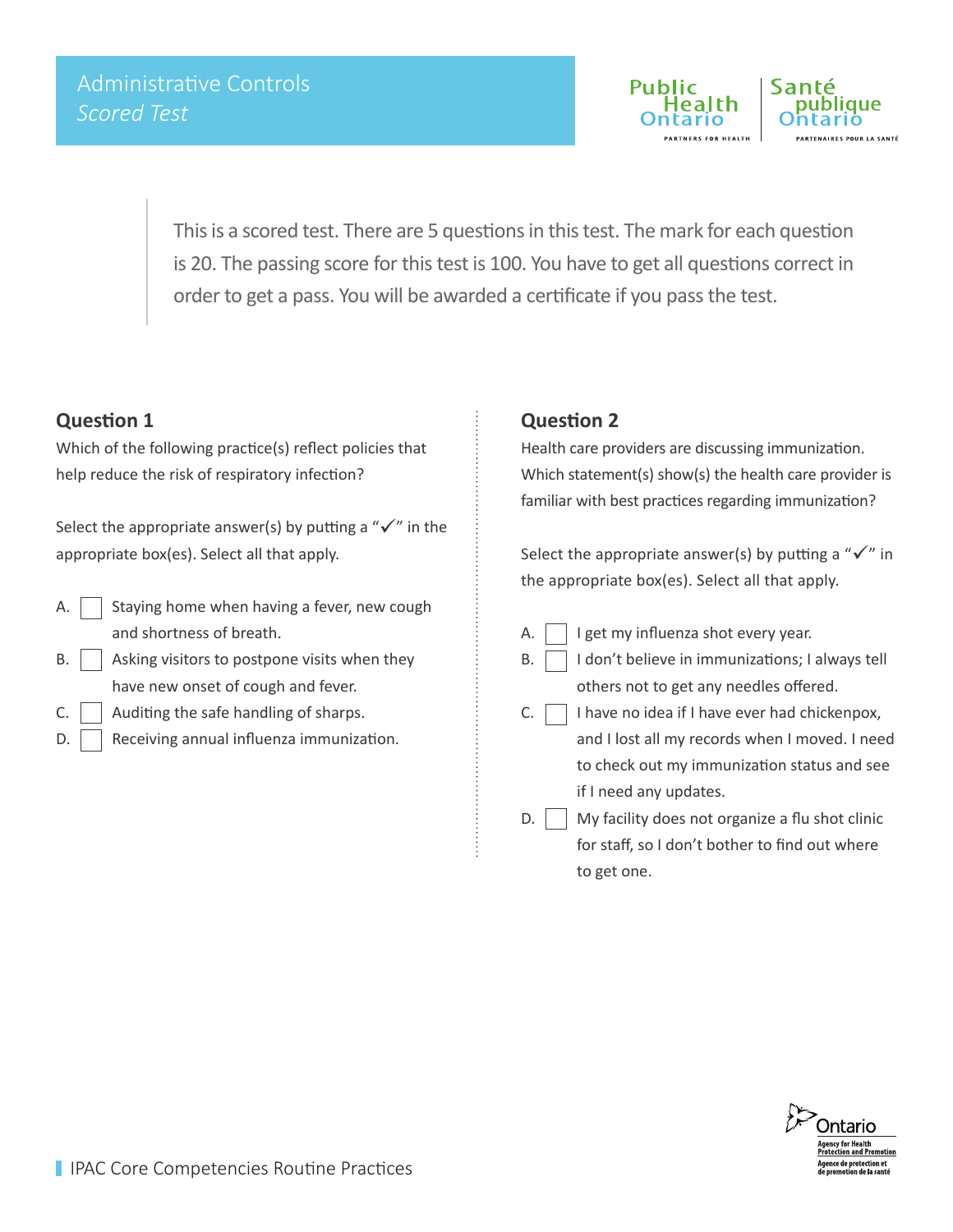# Administrative Controls

*Scored Test*

This is a scored test. There are 5 questions in this test. The mark for each question is 20. The passing score for this test is 100. You have to get all questions correct in order to get a pass. You will be awarded a certificate if you pass the test.

## Question 1

Which of the following practice(s) reflect policies that help reduce the risk of respiratory infection?

Select the appropriate answer(s) by putting a "✓" in the appropriate box(es). Select all that apply.

- A. ☐ Staying home when having a fever, new cough and shortness of breath.
- B. ☐ Asking visitors to postpone visits when they have new onset of cough and fever.
- C. ☐ Auditing the safe handling of sharps.
- D. ☐ Receiving annual influenza immunization.

## Question 2

Health care providers are discussing immunization. Which statement(s) show(s) the health care provider is familiar with best practices regarding immunization?

Select the appropriate answer(s) by putting a "✓" in the appropriate box(es). Select all that apply.

- A. ☐ I get my influenza shot every year.
- B. ☐ I don't believe in immunizations; I always tell others not to get any needles offered.
- C. ☐ I have no idea if I have ever had chickenpox, and I lost all my records when I moved. I need to check out my immunization status and see if I need any updates.
- D. ☐ My facility does not organize a flu shot clinic for staff, so I don't bother to find out where to get one.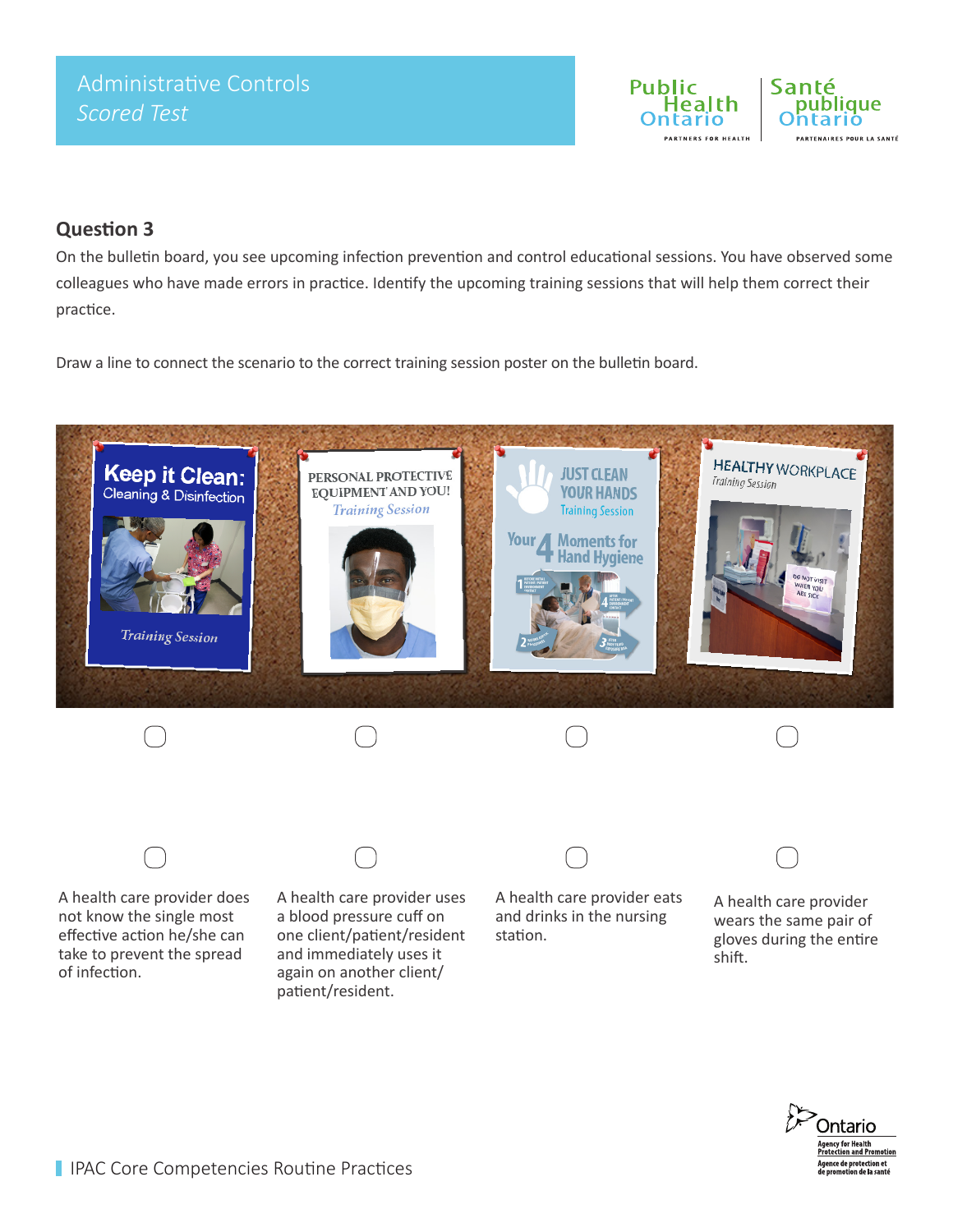## Administrative Controls

*Scored Test*

### Question 3

On the bulletin board, you see upcoming infection prevention and control educational sessions. You have observed some colleagues who have made errors in practice. Identify the upcoming training sessions that will help them correct their practice.

Draw a line to connect the scenario to the correct training session poster on the bulletin board.

Keep it Clean: Cleaning & Disinfection Training Session

PERSONAL PROTECTIVE EQUIPMENT AND YOU! Training Session

JUST CLEAN YOUR HANDS Training Session — Your 4 Moments for Hand Hygiene

HEALTHY WORKPLACE Training Session

A health care provider does not know the single most effective action he/she can take to prevent the spread of infection.

A health care provider uses a blood pressure cuff on one client/patient/resident and immediately uses it again on another client/patient/resident.

A health care provider eats and drinks in the nursing station.

A health care provider wears the same pair of gloves during the entire shift.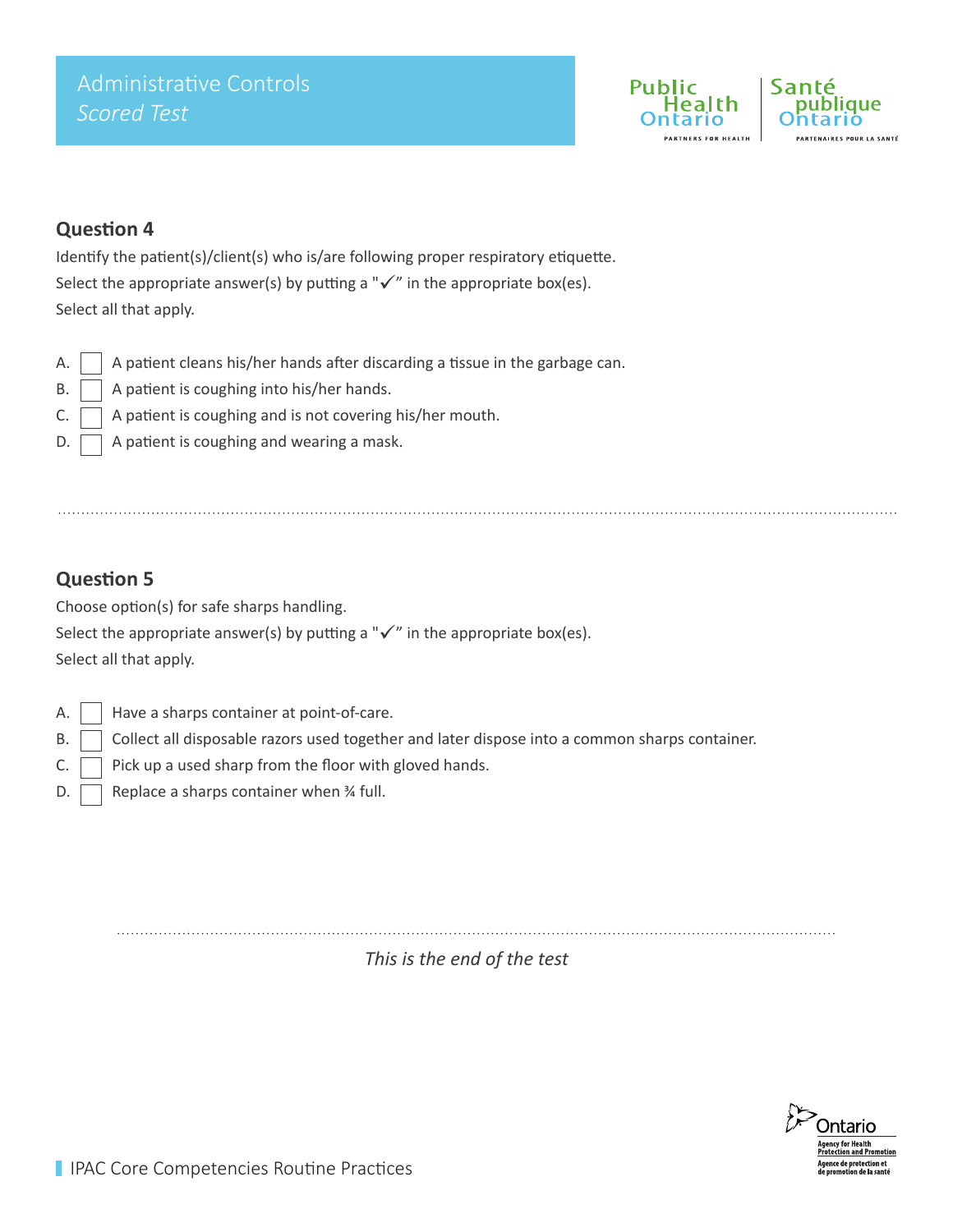## Question 4

Identify the patient(s)/client(s) who is/are following proper respiratory etiquette.

Select the appropriate answer(s) by putting a "✓" in the appropriate box(es).

Select all that apply.

A. ☐ A patient cleans his/her hands after discarding a tissue in the garbage can.

B. ☐ A patient is coughing into his/her hands.

C. ☐ A patient is coughing and is not covering his/her mouth.

D. ☐ A patient is coughing and wearing a mask.

## Question 5

Choose option(s) for safe sharps handling.

Select the appropriate answer(s) by putting a "✓" in the appropriate box(es).

Select all that apply.

A. ☐ Have a sharps container at point-of-care.

B. ☐ Collect all disposable razors used together and later dispose into a common sharps container.

C. ☐ Pick up a used sharp from the floor with gloved hands.

D. ☐ Replace a sharps container when ¾ full.

*This is the end of the test*